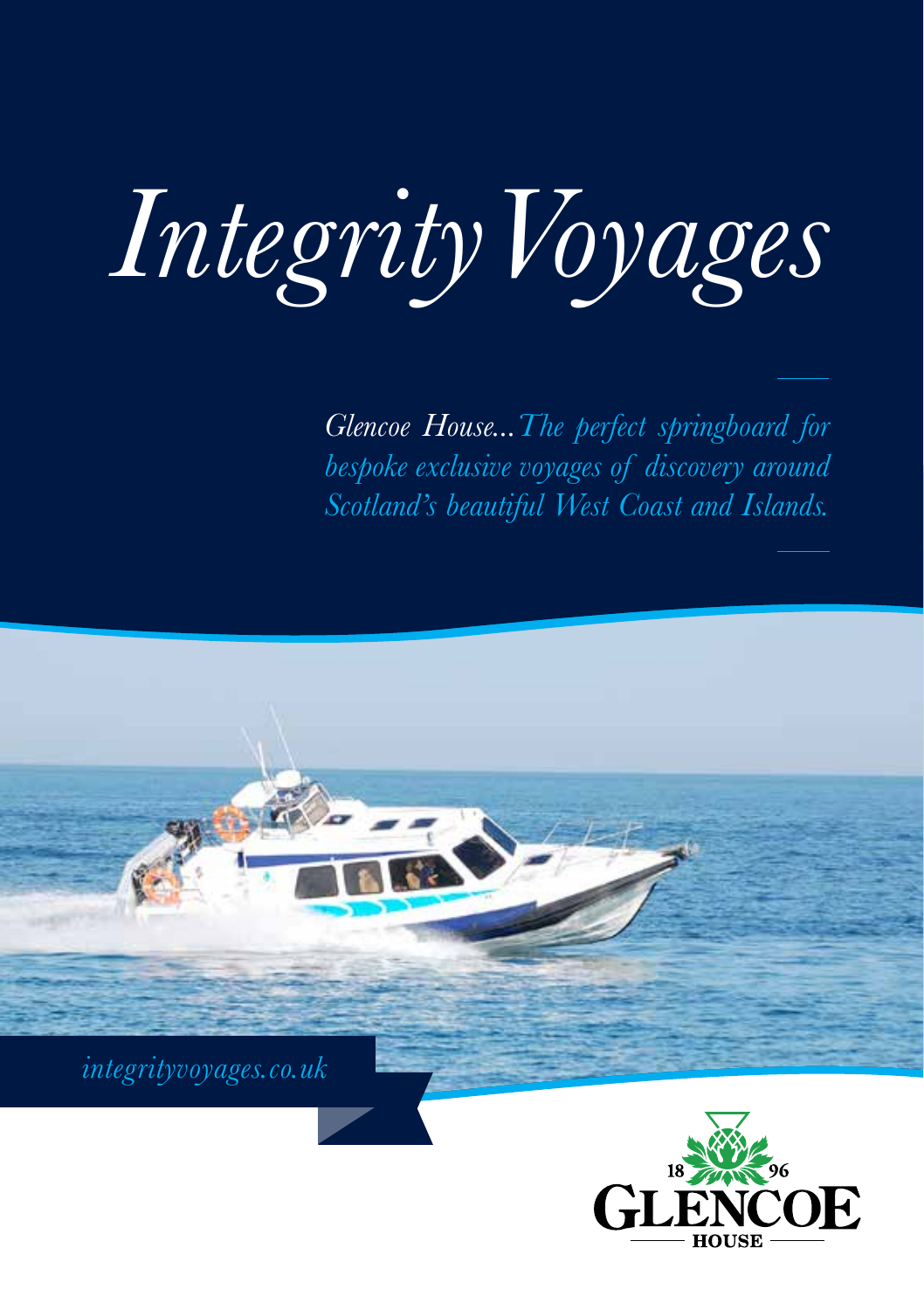# *Integrity Voyages*

*Glencoe House...The perfect springboard for bespoke exclusive voyages of discovery around Scotland's beautiful West Coast and Islands.*

*integrityvoyages.co.uk*

18 96 GLENCOE HOUSE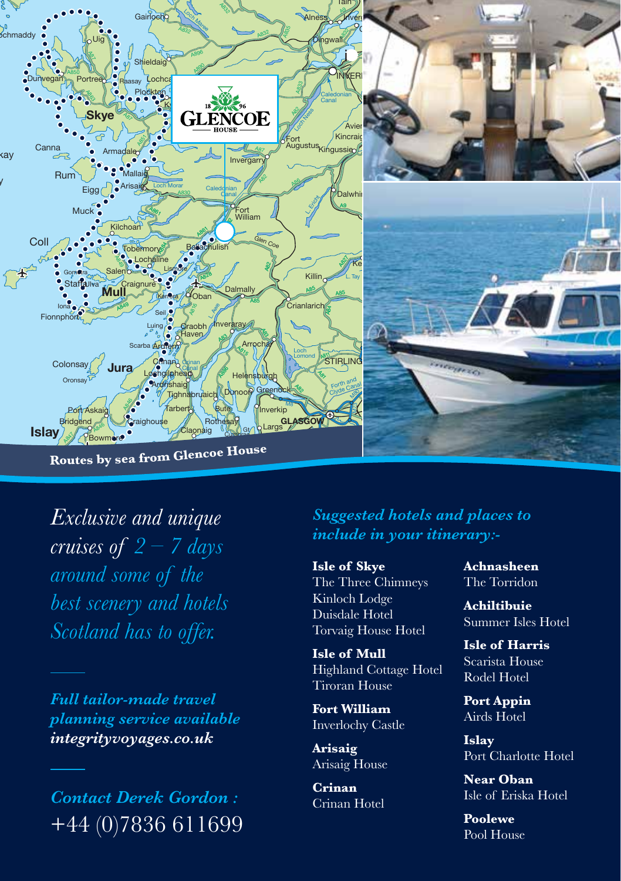Routes by sea from Glencoe House

*Exclusive and unique cruises of 2 – 7 days around some of the best scenery and hotels Scotland has to offer.*

***Full tailor-made travel planning service available***
***integrityvoyages.co.uk***

***Contact Derek Gordon :***
+44 (0)7836 611699

## *Suggested hotels and places to include in your itinerary:-*

**Isle of Skye**
The Three Chimneys
Kinloch Lodge
Duisdale Hotel
Torvaig House Hotel

**Isle of Mull**
Highland Cottage Hotel
Tiroran House

**Fort William**
Inverlochy Castle

**Arisaig**
Arisaig House

**Crinan**
Crinan Hotel

**Achnasheen**
The Torridon

**Achiltibuie**
Summer Isles Hotel

**Isle of Harris**
Scarista House
Rodel Hotel

**Port Appin**
Airds Hotel

**Islay**
Port Charlotte Hotel

**Near Oban**
Isle of Eriska Hotel

**Poolewe**
Pool House